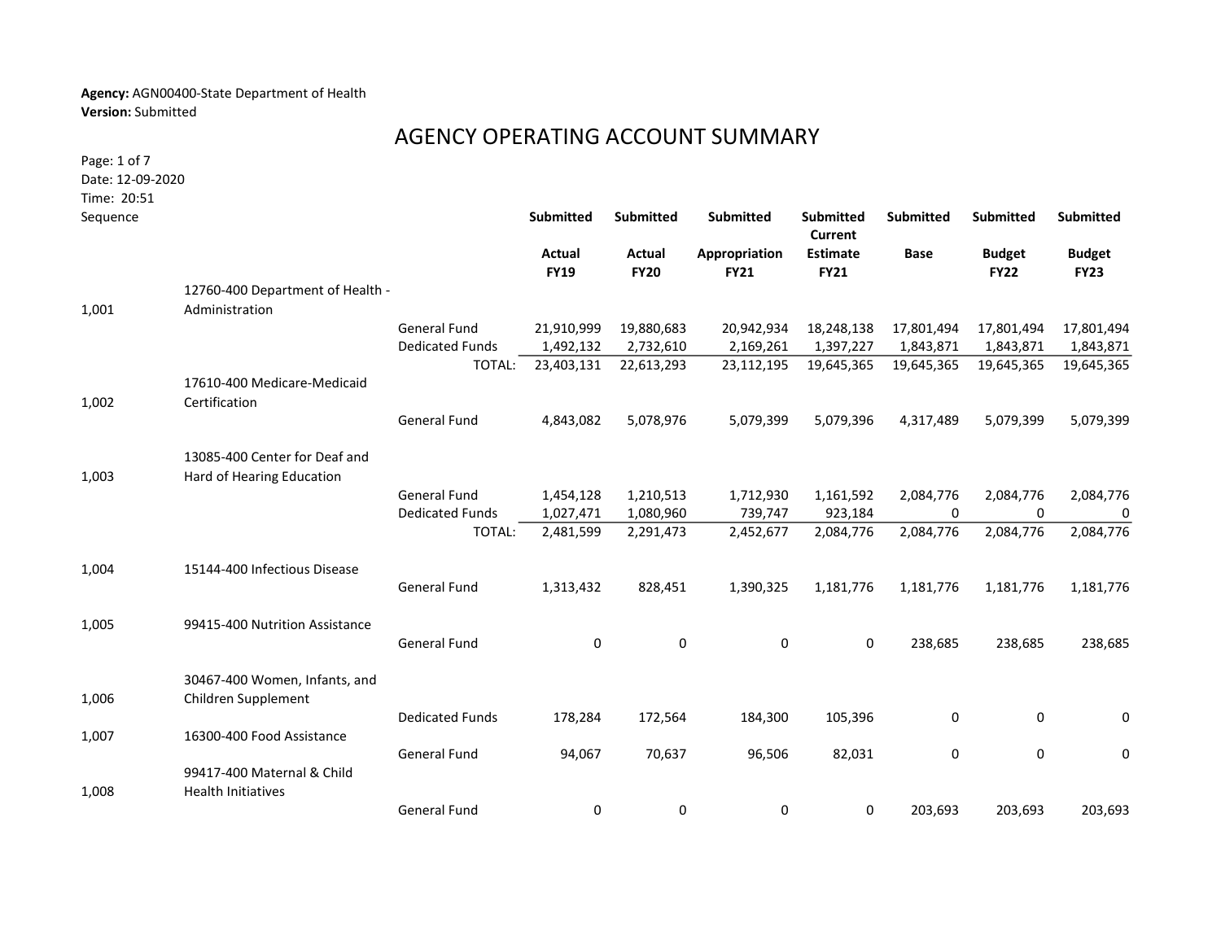**Agency:** AGN00400-State Department of Health
**Version:** Submitted

# AGENCY OPERATING ACCOUNT SUMMARY

Date: 12-09-2020
Time: 20:51

| Sequence | | | Submitted Actual FY19 | Submitted Actual FY20 | Submitted Appropriation FY21 | Submitted Current Estimate FY21 | Submitted Base | Submitted Budget FY22 | Submitted Budget FY23 |
|---|---|---|---|---|---|---|---|---|---|
| 1,001 | 12760-400 Department of Health - Administration | | | | | | | | |
| | | General Fund | 21,910,999 | 19,880,683 | 20,942,934 | 18,248,138 | 17,801,494 | 17,801,494 | 17,801,494 |
| | | Dedicated Funds | 1,492,132 | 2,732,610 | 2,169,261 | 1,397,227 | 1,843,871 | 1,843,871 | 1,843,871 |
| | | TOTAL: | 23,403,131 | 22,613,293 | 23,112,195 | 19,645,365 | 19,645,365 | 19,645,365 | 19,645,365 |
| 1,002 | 17610-400 Medicare-Medicaid Certification | | | | | | | | |
| | | General Fund | 4,843,082 | 5,078,976 | 5,079,399 | 5,079,396 | 4,317,489 | 5,079,399 | 5,079,399 |
| 1,003 | 13085-400 Center for Deaf and Hard of Hearing Education | | | | | | | | |
| | | General Fund | 1,454,128 | 1,210,513 | 1,712,930 | 1,161,592 | 2,084,776 | 2,084,776 | 2,084,776 |
| | | Dedicated Funds | 1,027,471 | 1,080,960 | 739,747 | 923,184 | 0 | 0 | 0 |
| | | TOTAL: | 2,481,599 | 2,291,473 | 2,452,677 | 2,084,776 | 2,084,776 | 2,084,776 | 2,084,776 |
| 1,004 | 15144-400 Infectious Disease | | | | | | | | |
| | | General Fund | 1,313,432 | 828,451 | 1,390,325 | 1,181,776 | 1,181,776 | 1,181,776 | 1,181,776 |
| 1,005 | 99415-400 Nutrition Assistance | | | | | | | | |
| | | General Fund | 0 | 0 | 0 | 0 | 238,685 | 238,685 | 238,685 |
| 1,006 | 30467-400 Women, Infants, and Children Supplement | | | | | | | | |
| | | Dedicated Funds | 178,284 | 172,564 | 184,300 | 105,396 | 0 | 0 | 0 |
| 1,007 | 16300-400 Food Assistance | | | | | | | | |
| | | General Fund | 94,067 | 70,637 | 96,506 | 82,031 | 0 | 0 | 0 |
| 1,008 | 99417-400 Maternal & Child Health Initiatives | | | | | | | | |
| | | General Fund | 0 | 0 | 0 | 0 | 203,693 | 203,693 | 203,693 |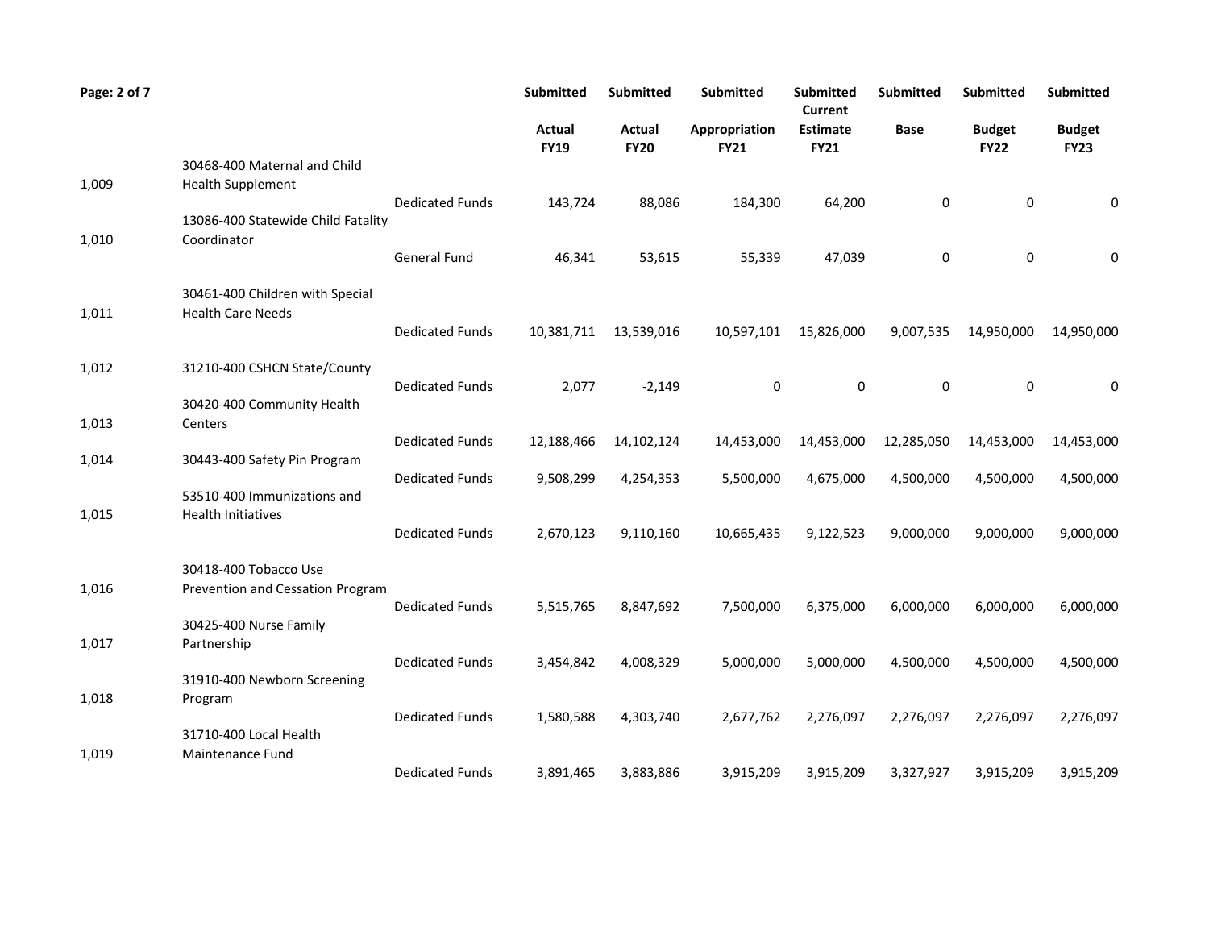| | | | Submitted | Submitted | Submitted | Submitted | Submitted | Submitted | Submitted |
|---|---|---|---|---|---|---|---|---|---|
| | | | Actual FY19 | Actual FY20 | Appropriation FY21 | Current Estimate FY21 | Base | Budget FY22 | Budget FY23 |
| 1,009 | 30468-400 Maternal and Child Health Supplement | Dedicated Funds | 143,724 | 88,086 | 184,300 | 64,200 | 0 | 0 | 0 |
| 1,010 | 13086-400 Statewide Child Fatality Coordinator | General Fund | 46,341 | 53,615 | 55,339 | 47,039 | 0 | 0 | 0 |
| 1,011 | 30461-400 Children with Special Health Care Needs | Dedicated Funds | 10,381,711 | 13,539,016 | 10,597,101 | 15,826,000 | 9,007,535 | 14,950,000 | 14,950,000 |
| 1,012 | 31210-400 CSHCN State/County | Dedicated Funds | 2,077 | -2,149 | 0 | 0 | 0 | 0 | 0 |
| 1,013 | 30420-400 Community Health Centers | Dedicated Funds | 12,188,466 | 14,102,124 | 14,453,000 | 14,453,000 | 12,285,050 | 14,453,000 | 14,453,000 |
| 1,014 | 30443-400 Safety Pin Program | Dedicated Funds | 9,508,299 | 4,254,353 | 5,500,000 | 4,675,000 | 4,500,000 | 4,500,000 | 4,500,000 |
| 1,015 | 53510-400 Immunizations and Health Initiatives | Dedicated Funds | 2,670,123 | 9,110,160 | 10,665,435 | 9,122,523 | 9,000,000 | 9,000,000 | 9,000,000 |
| 1,016 | 30418-400 Tobacco Use Prevention and Cessation Program | Dedicated Funds | 5,515,765 | 8,847,692 | 7,500,000 | 6,375,000 | 6,000,000 | 6,000,000 | 6,000,000 |
| 1,017 | 30425-400 Nurse Family Partnership | Dedicated Funds | 3,454,842 | 4,008,329 | 5,000,000 | 5,000,000 | 4,500,000 | 4,500,000 | 4,500,000 |
| 1,018 | 31910-400 Newborn Screening Program | Dedicated Funds | 1,580,588 | 4,303,740 | 2,677,762 | 2,276,097 | 2,276,097 | 2,276,097 | 2,276,097 |
| 1,019 | 31710-400 Local Health Maintenance Fund | Dedicated Funds | 3,891,465 | 3,883,886 | 3,915,209 | 3,915,209 | 3,327,927 | 3,915,209 | 3,915,209 |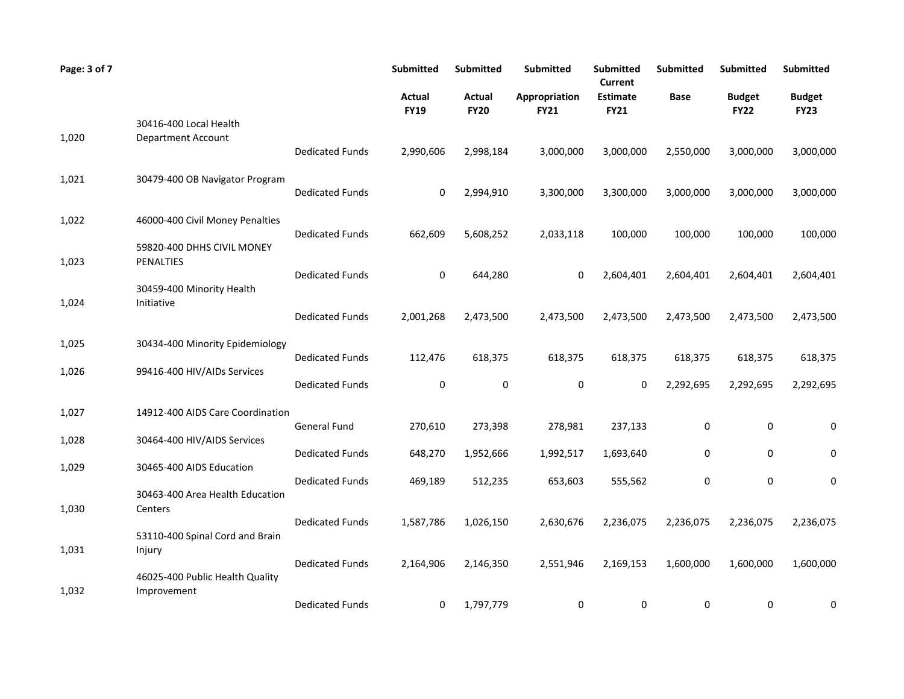| | | | Submitted<br>Actual<br>FY19 | Submitted<br>Actual<br>FY20 | Submitted<br>Appropriation<br>FY21 | Submitted<br>Current<br>Estimate<br>FY21 | Submitted<br>Base | Submitted<br>Budget<br>FY22 | Submitted<br>Budget<br>FY23 |
|---|---|---|---|---|---|---|---|---|---|
| 1,020 | 30416-400 Local Health Department Account | Dedicated Funds | 2,990,606 | 2,998,184 | 3,000,000 | 3,000,000 | 2,550,000 | 3,000,000 | 3,000,000 |
| 1,021 | 30479-400 OB Navigator Program | Dedicated Funds | 0 | 2,994,910 | 3,300,000 | 3,300,000 | 3,000,000 | 3,000,000 | 3,000,000 |
| 1,022 | 46000-400 Civil Money Penalties | Dedicated Funds | 662,609 | 5,608,252 | 2,033,118 | 100,000 | 100,000 | 100,000 | 100,000 |
| 1,023 | 59820-400 DHHS CIVIL MONEY PENALTIES | Dedicated Funds | 0 | 644,280 | 0 | 2,604,401 | 2,604,401 | 2,604,401 | 2,604,401 |
| 1,024 | 30459-400 Minority Health Initiative | Dedicated Funds | 2,001,268 | 2,473,500 | 2,473,500 | 2,473,500 | 2,473,500 | 2,473,500 | 2,473,500 |
| 1,025 | 30434-400 Minority Epidemiology | Dedicated Funds | 112,476 | 618,375 | 618,375 | 618,375 | 618,375 | 618,375 | 618,375 |
| 1,026 | 99416-400 HIV/AIDs Services | Dedicated Funds | 0 | 0 | 0 | 0 | 2,292,695 | 2,292,695 | 2,292,695 |
| 1,027 | 14912-400 AIDS Care Coordination | General Fund | 270,610 | 273,398 | 278,981 | 237,133 | 0 | 0 | 0 |
| 1,028 | 30464-400 HIV/AIDS Services | Dedicated Funds | 648,270 | 1,952,666 | 1,992,517 | 1,693,640 | 0 | 0 | 0 |
| 1,029 | 30465-400 AIDS Education | Dedicated Funds | 469,189 | 512,235 | 653,603 | 555,562 | 0 | 0 | 0 |
| 1,030 | 30463-400 Area Health Education Centers | Dedicated Funds | 1,587,786 | 1,026,150 | 2,630,676 | 2,236,075 | 2,236,075 | 2,236,075 | 2,236,075 |
| 1,031 | 53110-400 Spinal Cord and Brain Injury | Dedicated Funds | 2,164,906 | 2,146,350 | 2,551,946 | 2,169,153 | 1,600,000 | 1,600,000 | 1,600,000 |
| 1,032 | 46025-400 Public Health Quality Improvement | Dedicated Funds | 0 | 1,797,779 | 0 | 0 | 0 | 0 | 0 |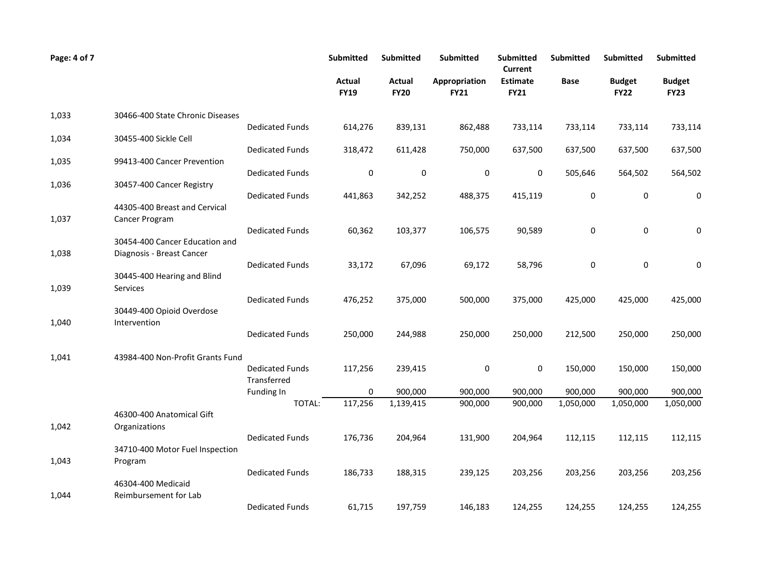| | | | Submitted | Submitted | Submitted | Submitted | Submitted | Submitted | Submitted |
|---|---|---|---|---|---|---|---|---|---|
| | | | Actual FY19 | Actual FY20 | Appropriation FY21 | Current Estimate FY21 | Base | Budget FY22 | Budget FY23 |
| 1,033 | 30466-400 State Chronic Diseases | Dedicated Funds | 614,276 | 839,131 | 862,488 | 733,114 | 733,114 | 733,114 | 733,114 |
| 1,034 | 30455-400 Sickle Cell | Dedicated Funds | 318,472 | 611,428 | 750,000 | 637,500 | 637,500 | 637,500 | 637,500 |
| 1,035 | 99413-400 Cancer Prevention | Dedicated Funds | 0 | 0 | 0 | 0 | 505,646 | 564,502 | 564,502 |
| 1,036 | 30457-400 Cancer Registry | Dedicated Funds | 441,863 | 342,252 | 488,375 | 415,119 | 0 | 0 | 0 |
| 1,037 | 44305-400 Breast and Cervical Cancer Program | Dedicated Funds | 60,362 | 103,377 | 106,575 | 90,589 | 0 | 0 | 0 |
| 1,038 | 30454-400 Cancer Education and Diagnosis - Breast Cancer | Dedicated Funds | 33,172 | 67,096 | 69,172 | 58,796 | 0 | 0 | 0 |
| 1,039 | 30445-400 Hearing and Blind Services | Dedicated Funds | 476,252 | 375,000 | 500,000 | 375,000 | 425,000 | 425,000 | 425,000 |
| 1,040 | 30449-400 Opioid Overdose Intervention | Dedicated Funds | 250,000 | 244,988 | 250,000 | 250,000 | 212,500 | 250,000 | 250,000 |
| 1,041 | 43984-400 Non-Profit Grants Fund | Dedicated Funds | 117,256 | 239,415 | 0 | 0 | 150,000 | 150,000 | 150,000 |
| | | Transferred Funding In | 0 | 900,000 | 900,000 | 900,000 | 900,000 | 900,000 | 900,000 |
| | | TOTAL: | 117,256 | 1,139,415 | 900,000 | 900,000 | 1,050,000 | 1,050,000 | 1,050,000 |
| 1,042 | 46300-400 Anatomical Gift Organizations | Dedicated Funds | 176,736 | 204,964 | 131,900 | 204,964 | 112,115 | 112,115 | 112,115 |
| 1,043 | 34710-400 Motor Fuel Inspection Program | Dedicated Funds | 186,733 | 188,315 | 239,125 | 203,256 | 203,256 | 203,256 | 203,256 |
| 1,044 | 46304-400 Medicaid Reimbursement for Lab | Dedicated Funds | 61,715 | 197,759 | 146,183 | 124,255 | 124,255 | 124,255 | 124,255 |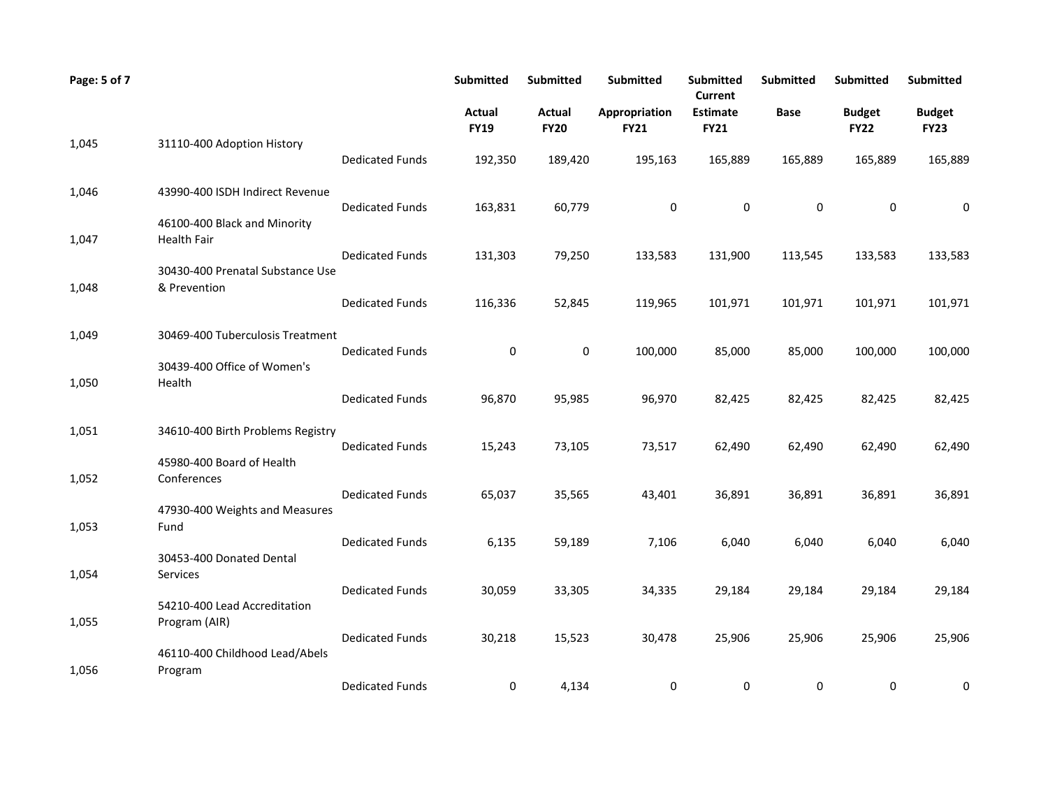| | | | Submitted | Submitted | Submitted | Submitted | Submitted | Submitted | Submitted |
|---|---|---|---|---|---|---|---|---|---|
| | | | Actual FY19 | Actual FY20 | Appropriation FY21 | Current Estimate FY21 | Base | Budget FY22 | Budget FY23 |
| 1,045 | 31110-400 Adoption History | | | | | | | | |
| | | Dedicated Funds | 192,350 | 189,420 | 195,163 | 165,889 | 165,889 | 165,889 | 165,889 |
| 1,046 | 43990-400 ISDH Indirect Revenue | | | | | | | | |
| | | Dedicated Funds | 163,831 | 60,779 | 0 | 0 | 0 | 0 | 0 |
| 1,047 | 46100-400 Black and Minority Health Fair | | | | | | | | |
| | | Dedicated Funds | 131,303 | 79,250 | 133,583 | 131,900 | 113,545 | 133,583 | 133,583 |
| 1,048 | 30430-400 Prenatal Substance Use & Prevention | | | | | | | | |
| | | Dedicated Funds | 116,336 | 52,845 | 119,965 | 101,971 | 101,971 | 101,971 | 101,971 |
| 1,049 | 30469-400 Tuberculosis Treatment | | | | | | | | |
| | | Dedicated Funds | 0 | 0 | 100,000 | 85,000 | 85,000 | 100,000 | 100,000 |
| 1,050 | 30439-400 Office of Women's Health | | | | | | | | |
| | | Dedicated Funds | 96,870 | 95,985 | 96,970 | 82,425 | 82,425 | 82,425 | 82,425 |
| 1,051 | 34610-400 Birth Problems Registry | | | | | | | | |
| | | Dedicated Funds | 15,243 | 73,105 | 73,517 | 62,490 | 62,490 | 62,490 | 62,490 |
| 1,052 | 45980-400 Board of Health Conferences | | | | | | | | |
| | | Dedicated Funds | 65,037 | 35,565 | 43,401 | 36,891 | 36,891 | 36,891 | 36,891 |
| 1,053 | 47930-400 Weights and Measures Fund | | | | | | | | |
| | | Dedicated Funds | 6,135 | 59,189 | 7,106 | 6,040 | 6,040 | 6,040 | 6,040 |
| 1,054 | 30453-400 Donated Dental Services | | | | | | | | |
| | | Dedicated Funds | 30,059 | 33,305 | 34,335 | 29,184 | 29,184 | 29,184 | 29,184 |
| 1,055 | 54210-400 Lead Accreditation Program (AIR) | | | | | | | | |
| | | Dedicated Funds | 30,218 | 15,523 | 30,478 | 25,906 | 25,906 | 25,906 | 25,906 |
| 1,056 | 46110-400 Childhood Lead/Abels Program | | | | | | | | |
| | | Dedicated Funds | 0 | 4,134 | 0 | 0 | 0 | 0 | 0 |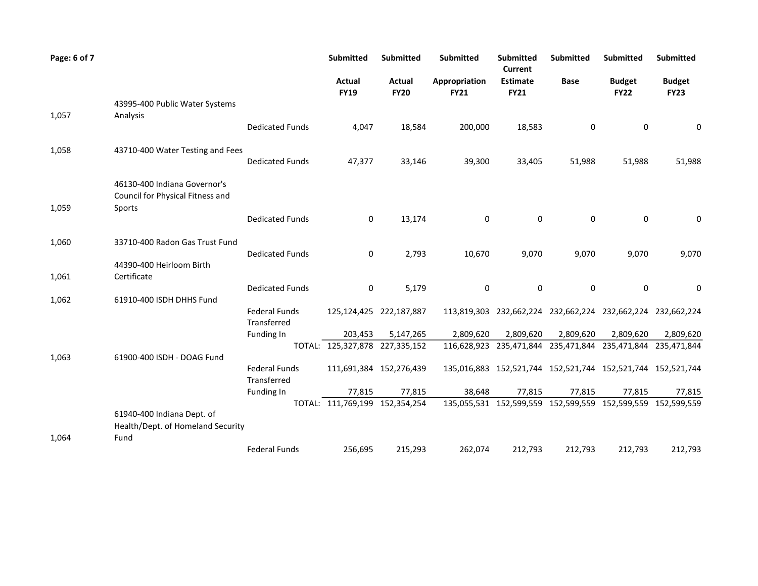| | | | Submitted | Submitted | Submitted | Submitted | Submitted | Submitted | Submitted |
|---|---|---|---|---|---|---|---|---|---|
| | | | Actual FY19 | Actual FY20 | Appropriation FY21 | Current Estimate FY21 | Base | Budget FY22 | Budget FY23 |
| 1,057 | 43995-400 Public Water Systems Analysis | | | | | | | | |
| | | Dedicated Funds | 4,047 | 18,584 | 200,000 | 18,583 | 0 | 0 | 0 |
| 1,058 | 43710-400 Water Testing and Fees | | | | | | | | |
| | | Dedicated Funds | 47,377 | 33,146 | 39,300 | 33,405 | 51,988 | 51,988 | 51,988 |
| 1,059 | 46130-400 Indiana Governor's Council for Physical Fitness and Sports | | | | | | | | |
| | | Dedicated Funds | 0 | 13,174 | 0 | 0 | 0 | 0 | 0 |
| 1,060 | 33710-400 Radon Gas Trust Fund | | | | | | | | |
| | | Dedicated Funds | 0 | 2,793 | 10,670 | 9,070 | 9,070 | 9,070 | 9,070 |
| 1,061 | 44390-400 Heirloom Birth Certificate | | | | | | | | |
| | | Dedicated Funds | 0 | 5,179 | 0 | 0 | 0 | 0 | 0 |
| 1,062 | 61910-400 ISDH DHHS Fund | | | | | | | | |
| | | Federal Funds Transferred | 125,124,425 | 222,187,887 | 113,819,303 | 232,662,224 | 232,662,224 | 232,662,224 | 232,662,224 |
| | | Funding In | 203,453 | 5,147,265 | 2,809,620 | 2,809,620 | 2,809,620 | 2,809,620 | 2,809,620 |
| | | TOTAL: | 125,327,878 | 227,335,152 | 116,628,923 | 235,471,844 | 235,471,844 | 235,471,844 | 235,471,844 |
| 1,063 | 61900-400 ISDH - DOAG Fund | | | | | | | | |
| | | Federal Funds Transferred | 111,691,384 | 152,276,439 | 135,016,883 | 152,521,744 | 152,521,744 | 152,521,744 | 152,521,744 |
| | | Funding In | 77,815 | 77,815 | 38,648 | 77,815 | 77,815 | 77,815 | 77,815 |
| | | TOTAL: | 111,769,199 | 152,354,254 | 135,055,531 | 152,599,559 | 152,599,559 | 152,599,559 | 152,599,559 |
| 1,064 | 61940-400 Indiana Dept. of Health/Dept. of Homeland Security Fund | | | | | | | | |
| | | Federal Funds | 256,695 | 215,293 | 262,074 | 212,793 | 212,793 | 212,793 | 212,793 |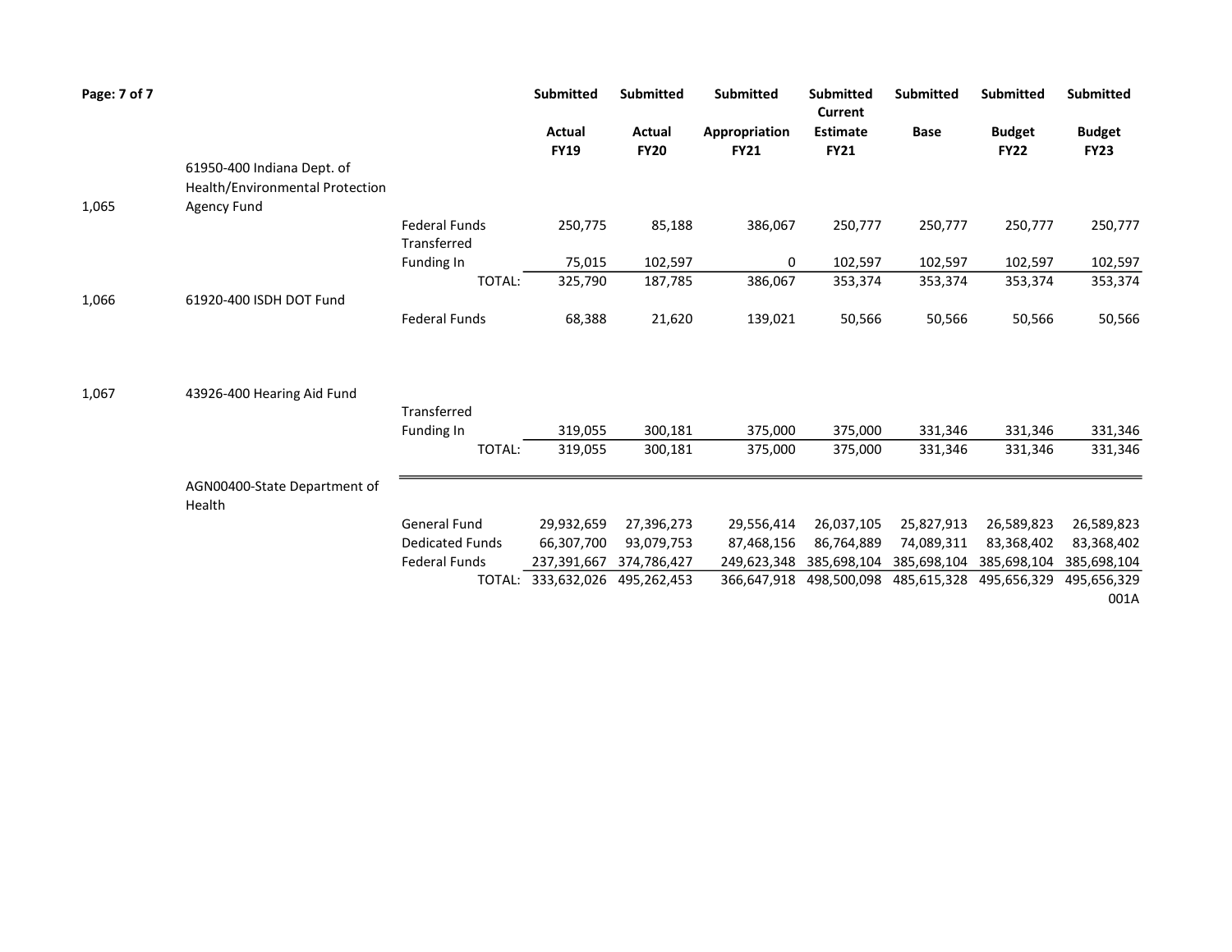| | | | Submitted Actual FY19 | Submitted Actual FY20 | Submitted Appropriation FY21 | Submitted Current Estimate FY21 | Submitted Base | Submitted Budget FY22 | Submitted Budget FY23 |
|---|---|---|---|---|---|---|---|---|---|
| 1,065 | 61950-400 Indiana Dept. of Health/Environmental Protection Agency Fund | | | | | | | | |
| | | Federal Funds | 250,775 | 85,188 | 386,067 | 250,777 | 250,777 | 250,777 | 250,777 |
| | | Transferred Funding In | 75,015 | 102,597 | 0 | 102,597 | 102,597 | 102,597 | 102,597 |
| | | TOTAL: | 325,790 | 187,785 | 386,067 | 353,374 | 353,374 | 353,374 | 353,374 |
| 1,066 | 61920-400 ISDH DOT Fund | | | | | | | | |
| | | Federal Funds | 68,388 | 21,620 | 139,021 | 50,566 | 50,566 | 50,566 | 50,566 |
| 1,067 | 43926-400 Hearing Aid Fund | | | | | | | | |
| | | Transferred Funding In | 319,055 | 300,181 | 375,000 | 375,000 | 331,346 | 331,346 | 331,346 |
| | | TOTAL: | 319,055 | 300,181 | 375,000 | 375,000 | 331,346 | 331,346 | 331,346 |
| | AGN00400-State Department of Health | | | | | | | | |
| | | General Fund | 29,932,659 | 27,396,273 | 29,556,414 | 26,037,105 | 25,827,913 | 26,589,823 | 26,589,823 |
| | | Dedicated Funds | 66,307,700 | 93,079,753 | 87,468,156 | 86,764,889 | 74,089,311 | 83,368,402 | 83,368,402 |
| | | Federal Funds | 237,391,667 | 374,786,427 | 249,623,348 | 385,698,104 | 385,698,104 | 385,698,104 | 385,698,104 |
| | | TOTAL: | 333,632,026 | 495,262,453 | 366,647,918 | 498,500,098 | 485,615,328 | 495,656,329 | 495,656,329 |

001A